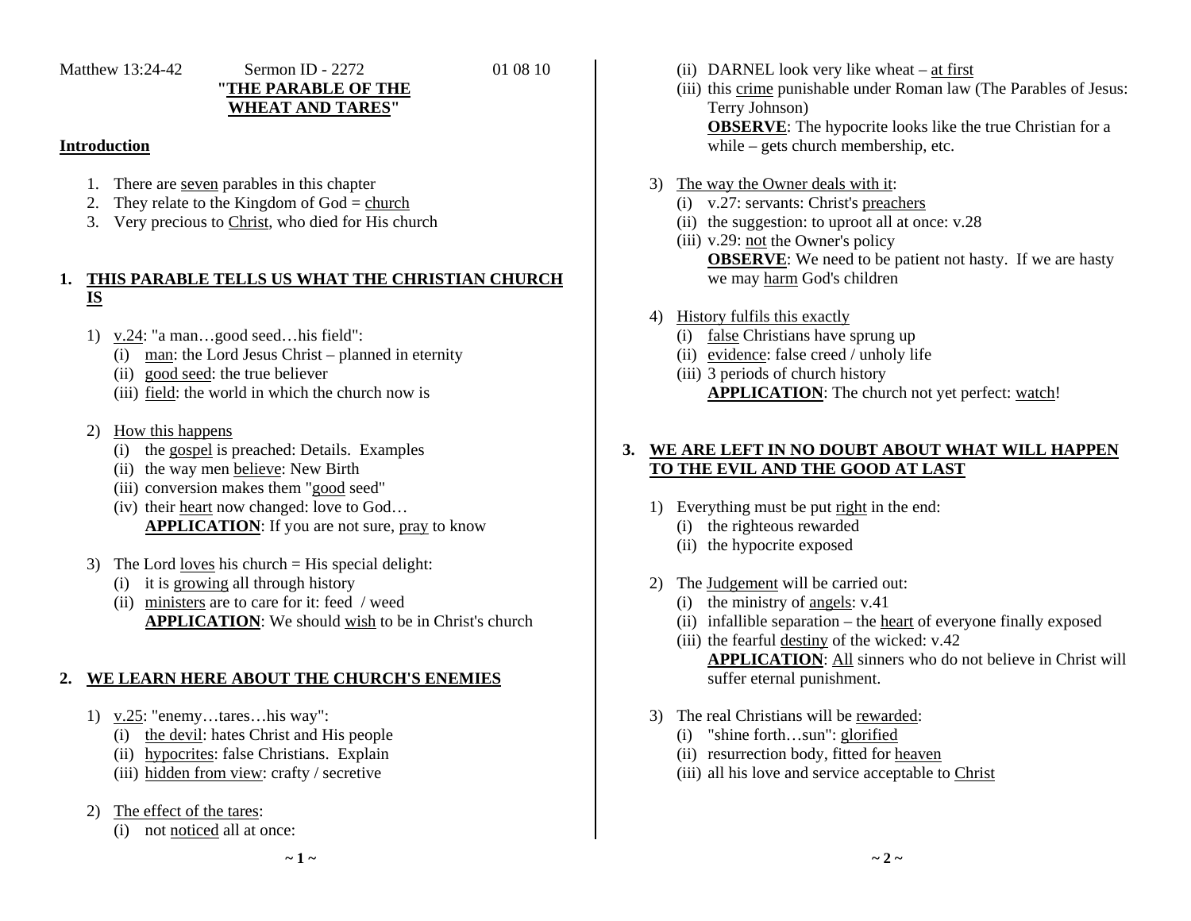Matthew 13:24-42 Sermon ID - 2272 01 08 10

# "THE PARABLE OF THE WHEAT AND TARES"

## Introduction

1. There are seven parables in this chapter
2. They relate to the Kingdom of God = church
3. Very precious to Christ, who died for His church

## 1. THIS PARABLE TELLS US WHAT THE CHRISTIAN CHURCH IS

1) v.24: "a man…good seed…his field":
   - (i) man: the Lord Jesus Christ – planned in eternity
   - (ii) good seed: the true believer
   - (iii) field: the world in which the church now is

2) How this happens
   - (i) the gospel is preached: Details. Examples
   - (ii) the way men believe: New Birth
   - (iii) conversion makes them "good seed"
   - (iv) their heart now changed: love to God…

   **APPLICATION**: If you are not sure, pray to know

3) The Lord loves his church = His special delight:
   - (i) it is growing all through history
   - (ii) ministers are to care for it: feed / weed

   **APPLICATION**: We should wish to be in Christ's church

## 2. WE LEARN HERE ABOUT THE CHURCH'S ENEMIES

1) v.25: "enemy…tares…his way":
   - (i) the devil: hates Christ and His people
   - (ii) hypocrites: false Christians. Explain
   - (iii) hidden from view: crafty / secretive

2) The effect of the tares:
   - (i) not noticed all at once:
   - (ii) DARNEL look very like wheat – at first
   - (iii) this crime punishable under Roman law (The Parables of Jesus: Terry Johnson)

   **OBSERVE**: The hypocrite looks like the true Christian for a while – gets church membership, etc.

3) The way the Owner deals with it:
   - (i) v.27: servants: Christ's preachers
   - (ii) the suggestion: to uproot all at once: v.28
   - (iii) v.29: not the Owner's policy

   **OBSERVE**: We need to be patient not hasty. If we are hasty we may harm God's children

4) History fulfils this exactly
   - (i) false Christians have sprung up
   - (ii) evidence: false creed / unholy life
   - (iii) 3 periods of church history

   **APPLICATION**: The church not yet perfect: watch!

## 3. WE ARE LEFT IN NO DOUBT ABOUT WHAT WILL HAPPEN TO THE EVIL AND THE GOOD AT LAST

1) Everything must be put right in the end:
   - (i) the righteous rewarded
   - (ii) the hypocrite exposed

2) The Judgement will be carried out:
   - (i) the ministry of angels: v.41
   - (ii) infallible separation – the heart of everyone finally exposed
   - (iii) the fearful destiny of the wicked: v.42

   **APPLICATION**: All sinners who do not believe in Christ will suffer eternal punishment.

3) The real Christians will be rewarded:
   - (i) "shine forth…sun": glorified
   - (ii) resurrection body, fitted for heaven
   - (iii) all his love and service acceptable to Christ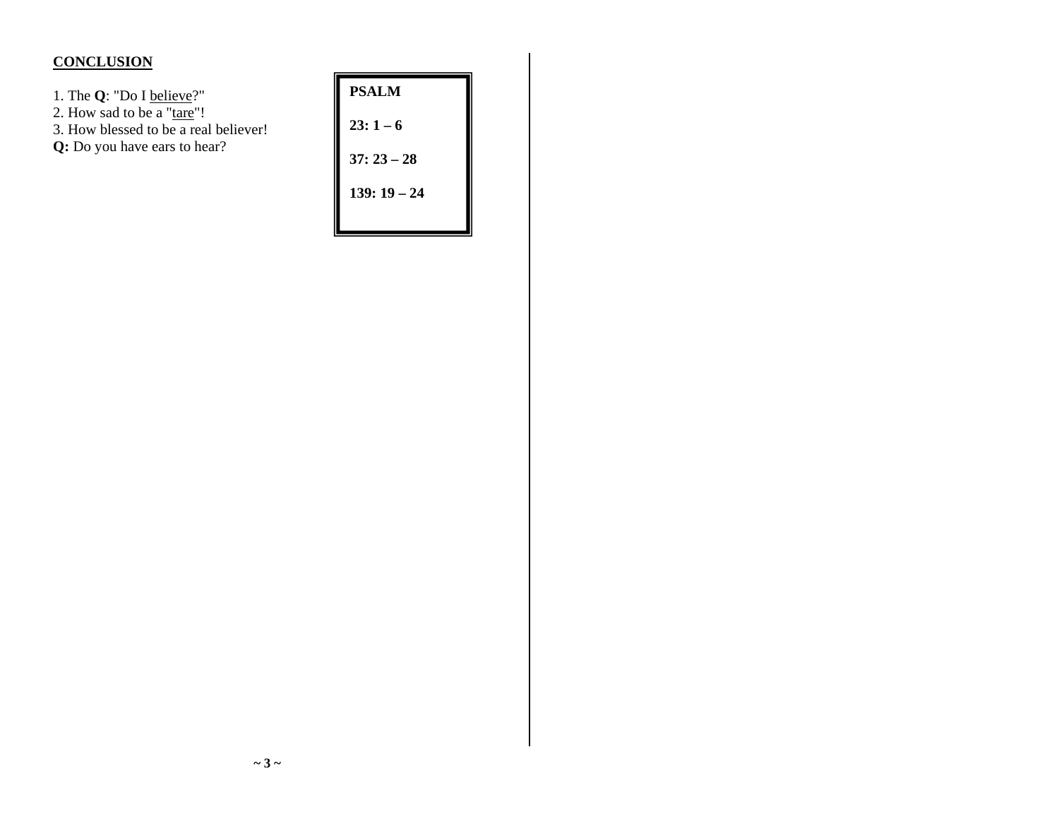## CONCLUSION

1. The **Q**: "Do I believe?"
2. How sad to be a "tare"!
3. How blessed to be a real believer!

**Q:** Do you have ears to hear?

**PSALM**

**23: 1 – 6**

**37: 23 – 28**

**139: 19 – 24**